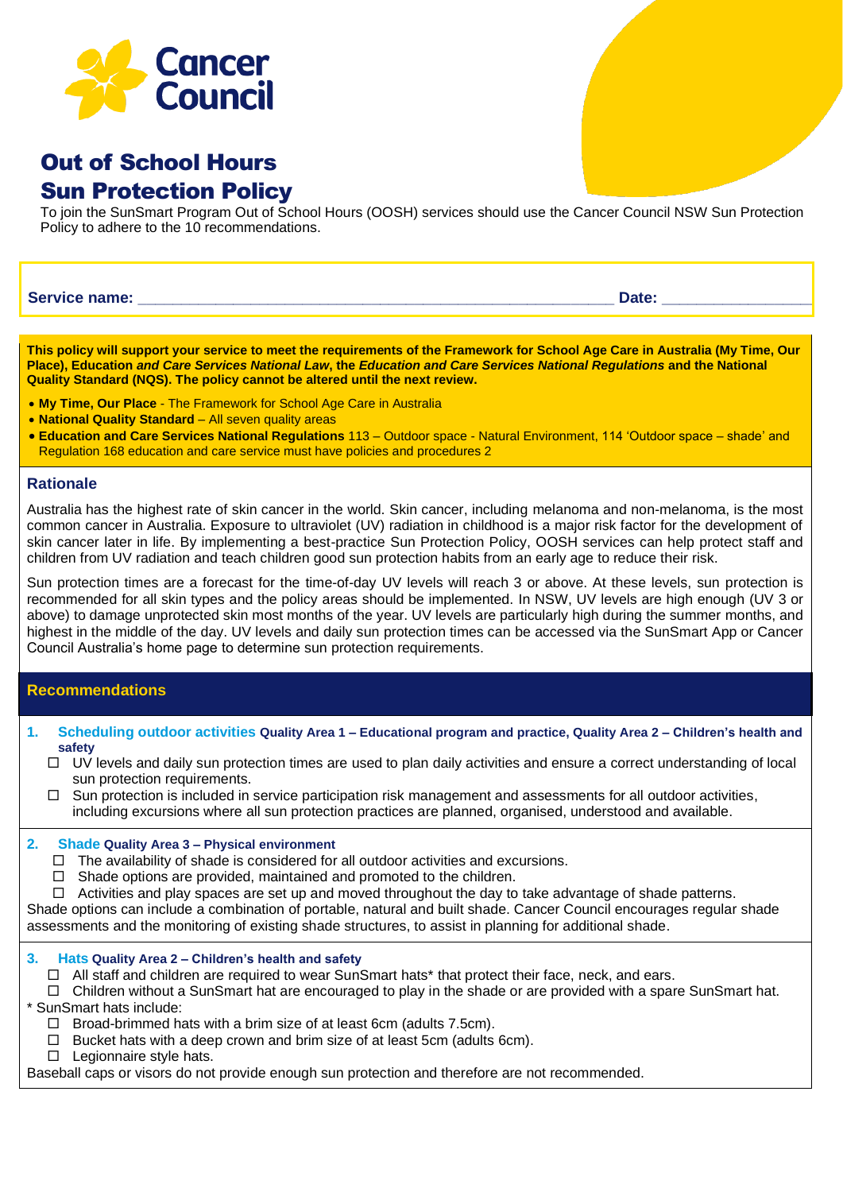Cancer Council

# Out of School Hours Sun Protection Policy

To join the SunSmart Program Out of School Hours (OOSH) services should use the Cancer Council NSW Sun Protection Policy to adhere to the 10 recommendations.

**Service name:** ______________________________________________________ **Date:** ________________

**This policy will support your service to meet the requirements of the Framework for School Age Care in Australia (My Time, Our Place), Education *and Care Services National Law*, the *Education and Care Services National Regulations* and the National Quality Standard (NQS). The policy cannot be altered until the next review.**

- **My Time, Our Place** - The Framework for School Age Care in Australia
- **National Quality Standard** – All seven quality areas
- **Education and Care Services National Regulations** 113 – Outdoor space - Natural Environment, 114 'Outdoor space – shade' and Regulation 168 education and care service must have policies and procedures 2

## Rationale

Australia has the highest rate of skin cancer in the world. Skin cancer, including melanoma and non-melanoma, is the most common cancer in Australia. Exposure to ultraviolet (UV) radiation in childhood is a major risk factor for the development of skin cancer later in life. By implementing a best-practice Sun Protection Policy, OOSH services can help protect staff and children from UV radiation and teach children good sun protection habits from an early age to reduce their risk.

Sun protection times are a forecast for the time-of-day UV levels will reach 3 or above. At these levels, sun protection is recommended for all skin types and the policy areas should be implemented. In NSW, UV levels are high enough (UV 3 or above) to damage unprotected skin most months of the year. UV levels are particularly high during the summer months, and highest in the middle of the day. UV levels and daily sun protection times can be accessed via the SunSmart App or Cancer Council Australia's home page to determine sun protection requirements.

## Recommendations

### 1. Scheduling outdoor activities Quality Area 1 – Educational program and practice, Quality Area 2 – Children's health and safety

- ☐ UV levels and daily sun protection times are used to plan daily activities and ensure a correct understanding of local sun protection requirements.
- ☐ Sun protection is included in service participation risk management and assessments for all outdoor activities, including excursions where all sun protection practices are planned, organised, understood and available.

### 2. Shade Quality Area 3 – Physical environment

- ☐ The availability of shade is considered for all outdoor activities and excursions.
- ☐ Shade options are provided, maintained and promoted to the children.
- ☐ Activities and play spaces are set up and moved throughout the day to take advantage of shade patterns.

Shade options can include a combination of portable, natural and built shade. Cancer Council encourages regular shade assessments and the monitoring of existing shade structures, to assist in planning for additional shade.

### 3. Hats Quality Area 2 – Children's health and safety

- ☐ All staff and children are required to wear SunSmart hats* that protect their face, neck, and ears.
- ☐ Children without a SunSmart hat are encouraged to play in the shade or are provided with a spare SunSmart hat.

* SunSmart hats include:

- ☐ Broad-brimmed hats with a brim size of at least 6cm (adults 7.5cm).
- ☐ Bucket hats with a deep crown and brim size of at least 5cm (adults 6cm).
- ☐ Legionnaire style hats.

Baseball caps or visors do not provide enough sun protection and therefore are not recommended.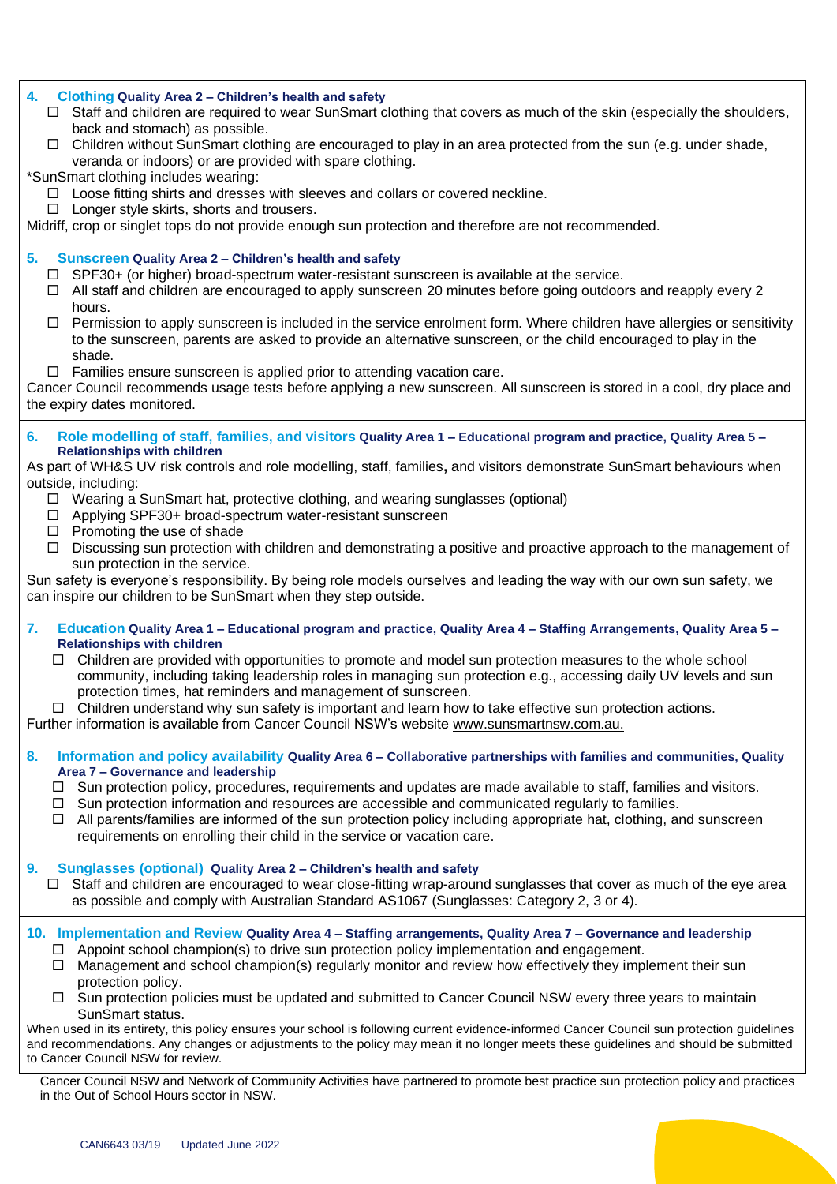## 4. Clothing Quality Area 2 – Children's health and safety

- ☐ Staff and children are required to wear SunSmart clothing that covers as much of the skin (especially the shoulders, back and stomach) as possible.
- ☐ Children without SunSmart clothing are encouraged to play in an area protected from the sun (e.g. under shade, veranda or indoors) or are provided with spare clothing.

*SunSmart clothing includes wearing:

- ☐ Loose fitting shirts and dresses with sleeves and collars or covered neckline.
- ☐ Longer style skirts, shorts and trousers.

Midriff, crop or singlet tops do not provide enough sun protection and therefore are not recommended.

## 5. Sunscreen Quality Area 2 – Children's health and safety

- ☐ SPF30+ (or higher) broad-spectrum water-resistant sunscreen is available at the service.
- ☐ All staff and children are encouraged to apply sunscreen 20 minutes before going outdoors and reapply every 2 hours.
- ☐ Permission to apply sunscreen is included in the service enrolment form. Where children have allergies or sensitivity to the sunscreen, parents are asked to provide an alternative sunscreen, or the child encouraged to play in the shade.
- ☐ Families ensure sunscreen is applied prior to attending vacation care.

Cancer Council recommends usage tests before applying a new sunscreen. All sunscreen is stored in a cool, dry place and the expiry dates monitored.

## 6. Role modelling of staff, families, and visitors Quality Area 1 – Educational program and practice, Quality Area 5 – Relationships with children

As part of WH&S UV risk controls and role modelling, staff, families, and visitors demonstrate SunSmart behaviours when outside, including:

- ☐ Wearing a SunSmart hat, protective clothing, and wearing sunglasses (optional)
- ☐ Applying SPF30+ broad-spectrum water-resistant sunscreen
- ☐ Promoting the use of shade
- ☐ Discussing sun protection with children and demonstrating a positive and proactive approach to the management of sun protection in the service.

Sun safety is everyone's responsibility. By being role models ourselves and leading the way with our own sun safety, we can inspire our children to be SunSmart when they step outside.

## 7. Education Quality Area 1 – Educational program and practice, Quality Area 4 – Staffing Arrangements, Quality Area 5 – Relationships with children

- ☐ Children are provided with opportunities to promote and model sun protection measures to the whole school community, including taking leadership roles in managing sun protection e.g., accessing daily UV levels and sun protection times, hat reminders and management of sunscreen.
- ☐ Children understand why sun safety is important and learn how to take effective sun protection actions.

Further information is available from Cancer Council NSW's website www.sunsmartnsw.com.au.

## 8. Information and policy availability Quality Area 6 – Collaborative partnerships with families and communities, Quality Area 7 – Governance and leadership

- ☐ Sun protection policy, procedures, requirements and updates are made available to staff, families and visitors.
- ☐ Sun protection information and resources are accessible and communicated regularly to families.
- ☐ All parents/families are informed of the sun protection policy including appropriate hat, clothing, and sunscreen requirements on enrolling their child in the service or vacation care.

## 9. Sunglasses (optional) Quality Area 2 – Children's health and safety

- ☐ Staff and children are encouraged to wear close-fitting wrap-around sunglasses that cover as much of the eye area as possible and comply with Australian Standard AS1067 (Sunglasses: Category 2, 3 or 4).

## 10. Implementation and Review Quality Area 4 – Staffing arrangements, Quality Area 7 – Governance and leadership

- ☐ Appoint school champion(s) to drive sun protection policy implementation and engagement.
- ☐ Management and school champion(s) regularly monitor and review how effectively they implement their sun protection policy.
- ☐ Sun protection policies must be updated and submitted to Cancer Council NSW every three years to maintain SunSmart status.

When used in its entirety, this policy ensures your school is following current evidence-informed Cancer Council sun protection guidelines and recommendations. Any changes or adjustments to the policy may mean it no longer meets these guidelines and should be submitted to Cancer Council NSW for review.

Cancer Council NSW and Network of Community Activities have partnered to promote best practice sun protection policy and practices in the Out of School Hours sector in NSW.

CAN6643 03/19 Updated June 2022